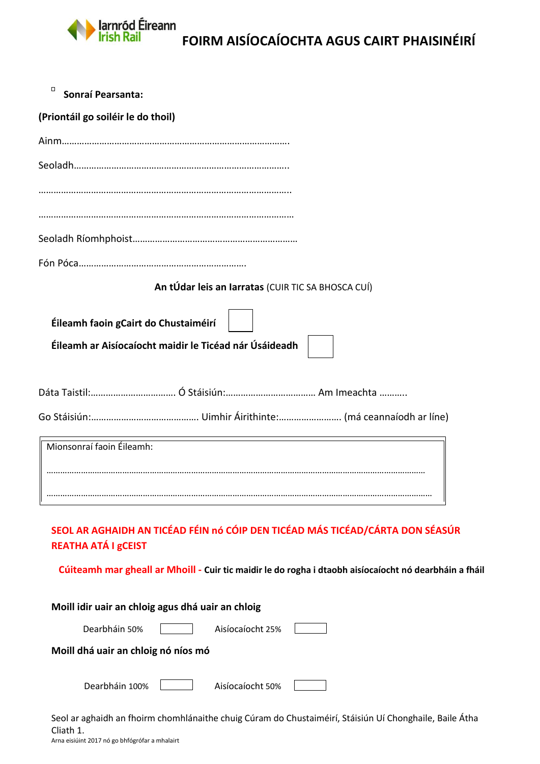Iarnród Éireann Irish Rail

# FOIRM AISÍOCAÍOCHTA AGUS CAIRT PHAISINÉIRÍ

- **Sonraí Pearsanta:**

**(Priontáil go soiléir le do thoil)**

Ainm……………………………………………………………………………….

Seoladh…………………………………………………………………………..

………………………………………………………………………………………..

………………………………………………………………………………………..

Seoladh Ríomhphoist……………………………………………………….

Fón Póca………………………………………………………….

**An tÚdar leis an Iarratas** (CUIR TIC SA BHOSCA CUÍ)

**Éileamh faoin gCairt do Chustaiméirí** ☐

**Éileamh ar Aisíocaíocht maidir le Ticéad nár Úsáideadh** ☐

Dáta Taistil:……………………………. Ó Stáisiún:……………………………… Am Imeachta ………..

Go Stáisiún:……………………………………. Uimhir Áirithinte:……………………. (má ceannaíodh ar líne)

Mionsonraí faoin Éileamh:

……………………………………………………………………………………………………………………………

……………………………………………………………………………………………………………………………

**SEOL AR AGHAIDH AN TICÉAD FÉIN nó CÓIP DEN TICÉAD MÁS TICÉAD/CÁRTA DON SÉASÚR REATHA ATÁ I gCEIST**

**Cúiteamh mar gheall ar Mhoill - Cuir tic maidir le do rogha i dtaobh aisíocaíocht nó dearbháin a fháil**

**Moill idir uair an chloig agus dhá uair an chloig**

Dearbháin 50% ☐ Aisíocaíocht 25% ☐

**Moill dhá uair an chloig nó níos mó**

Dearbháin 100% ☐ Aisíocaíocht 50% ☐

Seol ar aghaidh an fhoirm chomhlánaithe chuig Cúram do Chustaiméirí, Stáisiún Uí Chonghaile, Baile Átha Cliath 1.

Arna eisiúint 2017 nó go bhfógrófar a mhalairt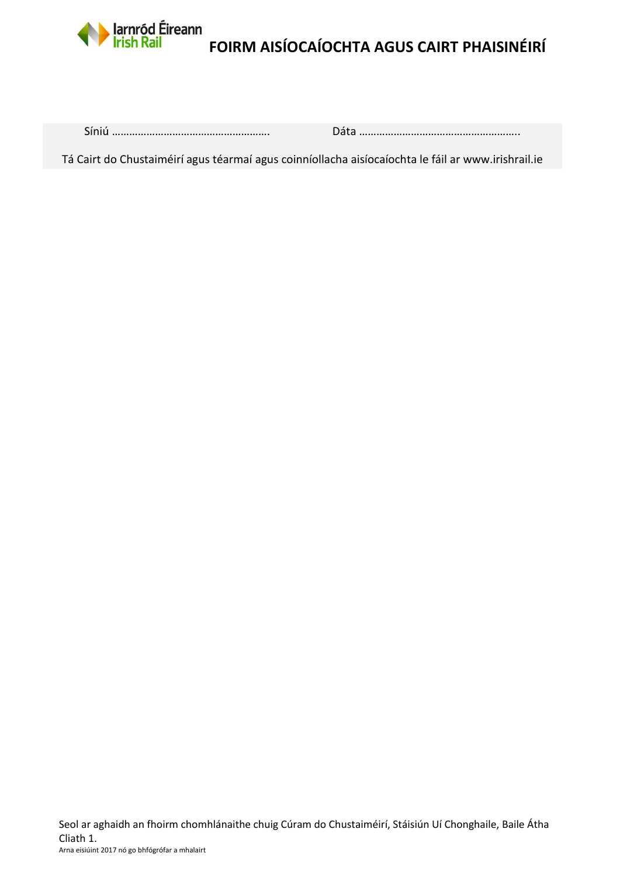# FOIRM AISÍOCAÍOCHTA AGUS CAIRT PHAISINÉIRÍ

Síniú ………………………………………………. Dáta ……………………………………………….

Tá Cairt do Chustaiméirí agus téarmaí agus coinníollacha aisíocaíochta le fáil ar www.irishrail.ie

Seol ar aghaidh an fhoirm chomhlánaithe chuig Cúram do Chustaiméirí, Stáisiún Uí Chonghaile, Baile Átha Cliath 1.

Arna eisiúint 2017 nó go bhfógrófar a mhalairt